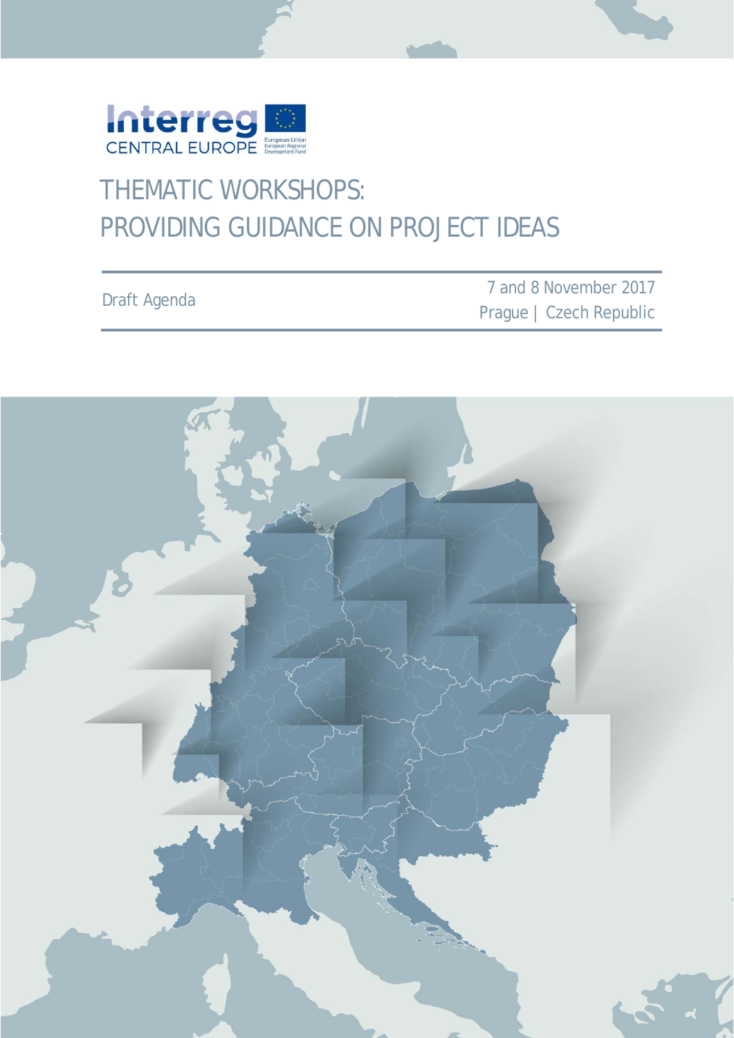Interreg CENTRAL EUROPE

European Union
European Regional Development Fund

# THEMATIC WORKSHOPS: PROVIDING GUIDANCE ON PROJECT IDEAS

Draft Agenda

7 and 8 November 2017
Prague | Czech Republic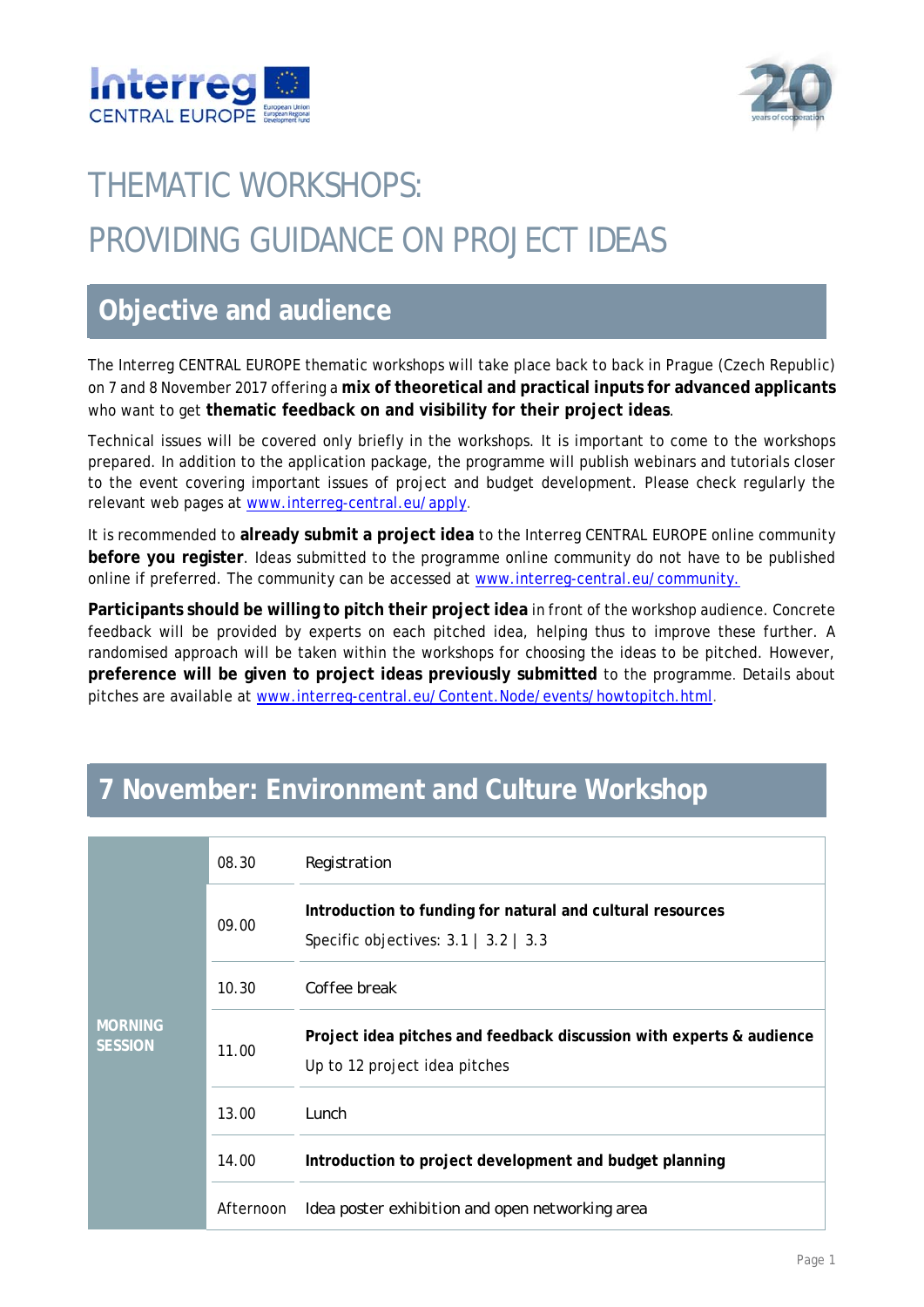# THEMATIC WORKSHOPS:

# PROVIDING GUIDANCE ON PROJECT IDEAS

## Objective and audience

The Interreg CENTRAL EUROPE thematic workshops will take place back to back in Prague (Czech Republic) on 7 and 8 November 2017 offering a **mix of theoretical and practical inputs for advanced applicants** who want to get **thematic feedback on and visibility for their project ideas**.

Technical issues will be covered only briefly in the workshops. It is important to come to the workshops prepared. In addition to the application package, the programme will publish webinars and tutorials closer to the event covering important issues of project and budget development. Please check regularly the relevant web pages at www.interreg-central.eu/apply.

It is recommended to **already submit a project idea** to the Interreg CENTRAL EUROPE online community **before you register**. Ideas submitted to the programme online community do not have to be published online if preferred. The community can be accessed at www.interreg-central.eu/community.

**Participants should be willing to pitch their project idea** in front of the workshop audience. Concrete feedback will be provided by experts on each pitched idea, helping thus to improve these further. A randomised approach will be taken within the workshops for choosing the ideas to be pitched. However, **preference will be given to project ideas previously submitted** to the programme. Details about pitches are available at www.interreg-central.eu/Content.Node/events/howtopitch.html.

## 7 November: Environment and Culture Workshop

| | | |
|---|---|---|
| **MORNING SESSION** | 08.30 | Registration |
| | 09.00 | **Introduction to funding for natural and cultural resources**<br>Specific objectives: 3.1 \| 3.2 \| 3.3 |
| | 10.30 | Coffee break |
| | 11.00 | **Project idea pitches and feedback discussion with experts & audience**<br>Up to 12 project idea pitches |
| | 13.00 | Lunch |
| | 14.00 | **Introduction to project development and budget planning** |
| | Afternoon | Idea poster exhibition and open networking area |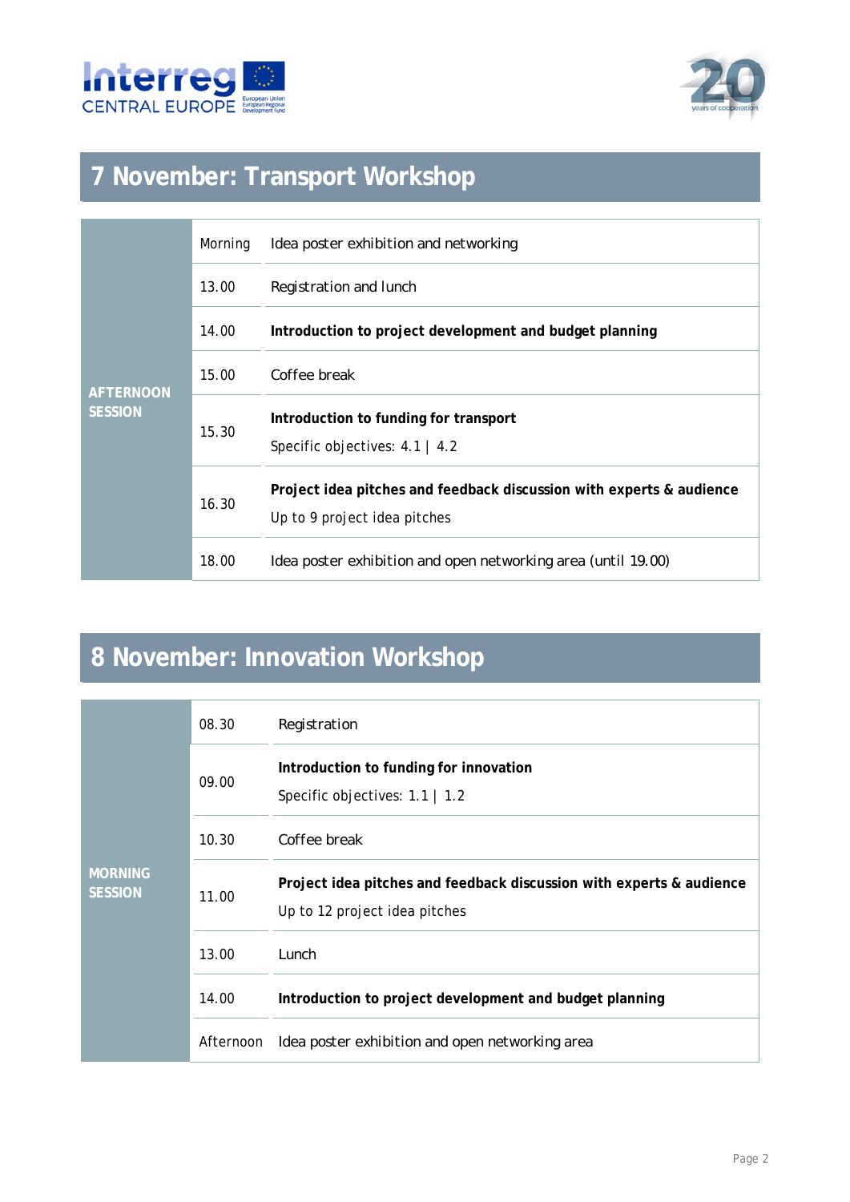## 7 November: Transport Workshop

| | | |
|---|---|---|
| AFTERNOON SESSION | Morning | Idea poster exhibition and networking |
| | 13.00 | Registration and lunch |
| | 14.00 | **Introduction to project development and budget planning** |
| | 15.00 | Coffee break |
| | 15.30 | **Introduction to funding for transport**<br>Specific objectives: 4.1 \| 4.2 |
| | 16.30 | **Project idea pitches and feedback discussion with experts & audience**<br>Up to 9 project idea pitches |
| | 18.00 | Idea poster exhibition and open networking area (until 19.00) |

## 8 November: Innovation Workshop

| | | |
|---|---|---|
| MORNING SESSION | 08.30 | Registration |
| | 09.00 | **Introduction to funding for innovation**<br>Specific objectives: 1.1 \| 1.2 |
| | 10.30 | Coffee break |
| | 11.00 | **Project idea pitches and feedback discussion with experts & audience**<br>Up to 12 project idea pitches |
| | 13.00 | Lunch |
| | 14.00 | **Introduction to project development and budget planning** |
| | Afternoon | Idea poster exhibition and open networking area |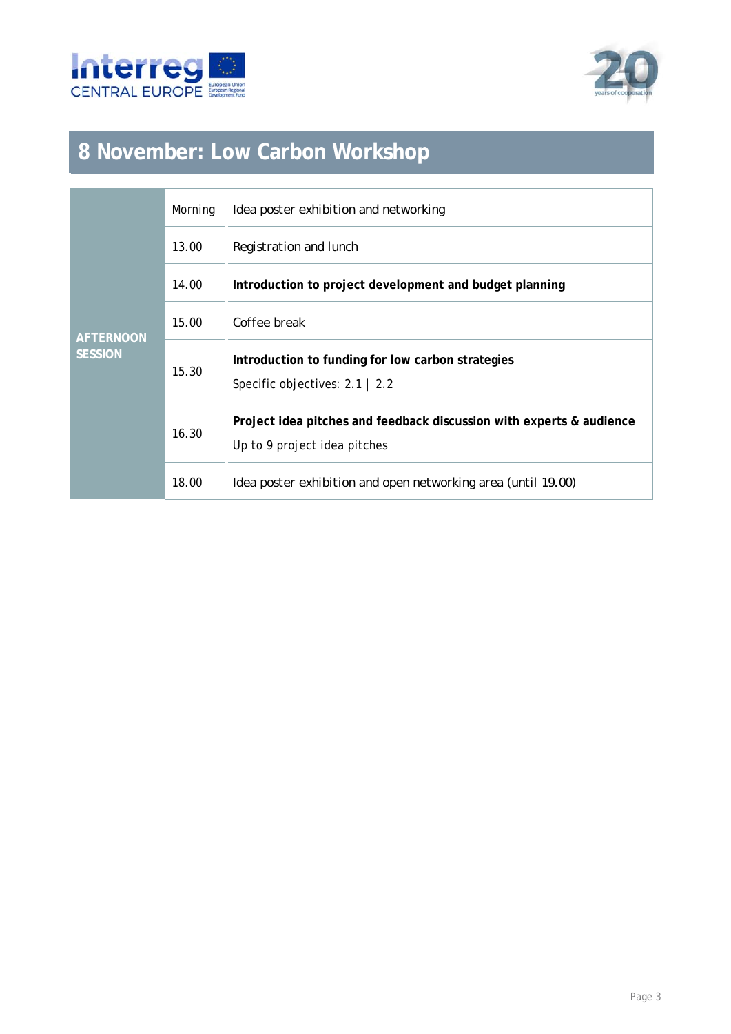# 8 November: Low Carbon Workshop

| | | |
|---|---|---|
| AFTERNOON SESSION | Morning | Idea poster exhibition and networking |
| | 13.00 | Registration and lunch |
| | 14.00 | **Introduction to project development and budget planning** |
| | 15.00 | Coffee break |
| | 15.30 | **Introduction to funding for low carbon strategies**<br>Specific objectives: 2.1 \| 2.2 |
| | 16.30 | **Project idea pitches and feedback discussion with experts & audience**<br>Up to 9 project idea pitches |
| | 18.00 | Idea poster exhibition and open networking area (until 19.00) |